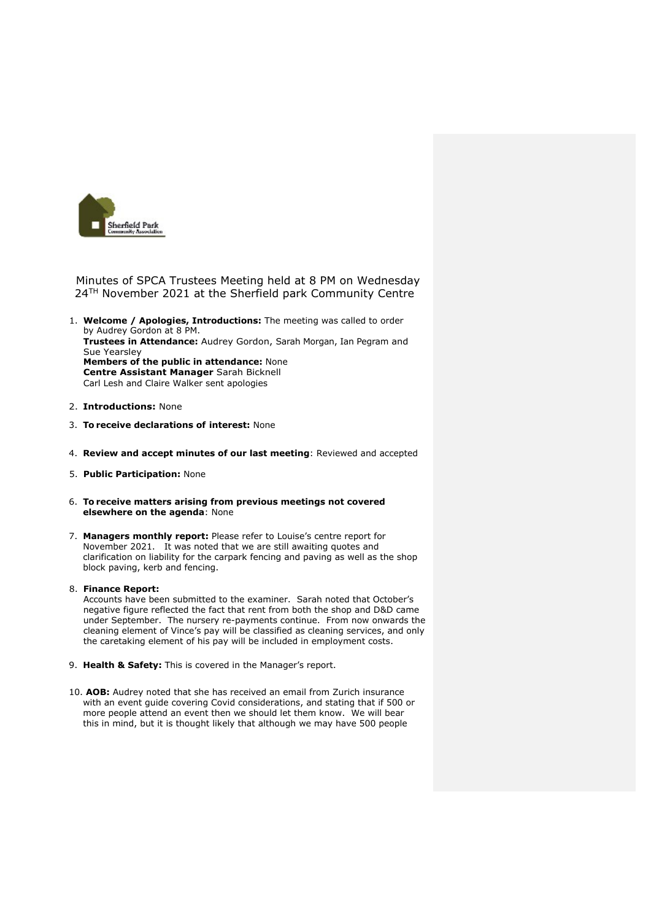Minutes of SPCA Trustees Meeting held at 8 PM on Wednesday 24TH November 2021 at the Sherfield park Community Centre

1. **Welcome / Apologies, Introductions:** The meeting was called to order by Audrey Gordon at 8 PM.
   **Trustees in Attendance:** Audrey Gordon, Sarah Morgan, Ian Pegram and Sue Yearsley
   **Members of the public in attendance:** None
   **Centre Assistant Manager** Sarah Bicknell
   Carl Lesh and Claire Walker sent apologies

2. **Introductions:** None

3. **To receive declarations of interest:** None

4. **Review and accept minutes of our last meeting**: Reviewed and accepted

5. **Public Participation:** None

6. **To receive matters arising from previous meetings not covered elsewhere on the agenda**: None

7. **Managers monthly report:** Please refer to Louise's centre report for November 2021. It was noted that we are still awaiting quotes and clarification on liability for the carpark fencing and paving as well as the shop block paving, kerb and fencing.

8. **Finance Report:**
   Accounts have been submitted to the examiner. Sarah noted that October's negative figure reflected the fact that rent from both the shop and D&D came under September. The nursery re-payments continue. From now onwards the cleaning element of Vince's pay will be classified as cleaning services, and only the caretaking element of his pay will be included in employment costs.

9. **Health & Safety:** This is covered in the Manager's report.

10. **AOB:** Audrey noted that she has received an email from Zurich insurance with an event guide covering Covid considerations, and stating that if 500 or more people attend an event then we should let them know. We will bear this in mind, but it is thought likely that although we may have 500 people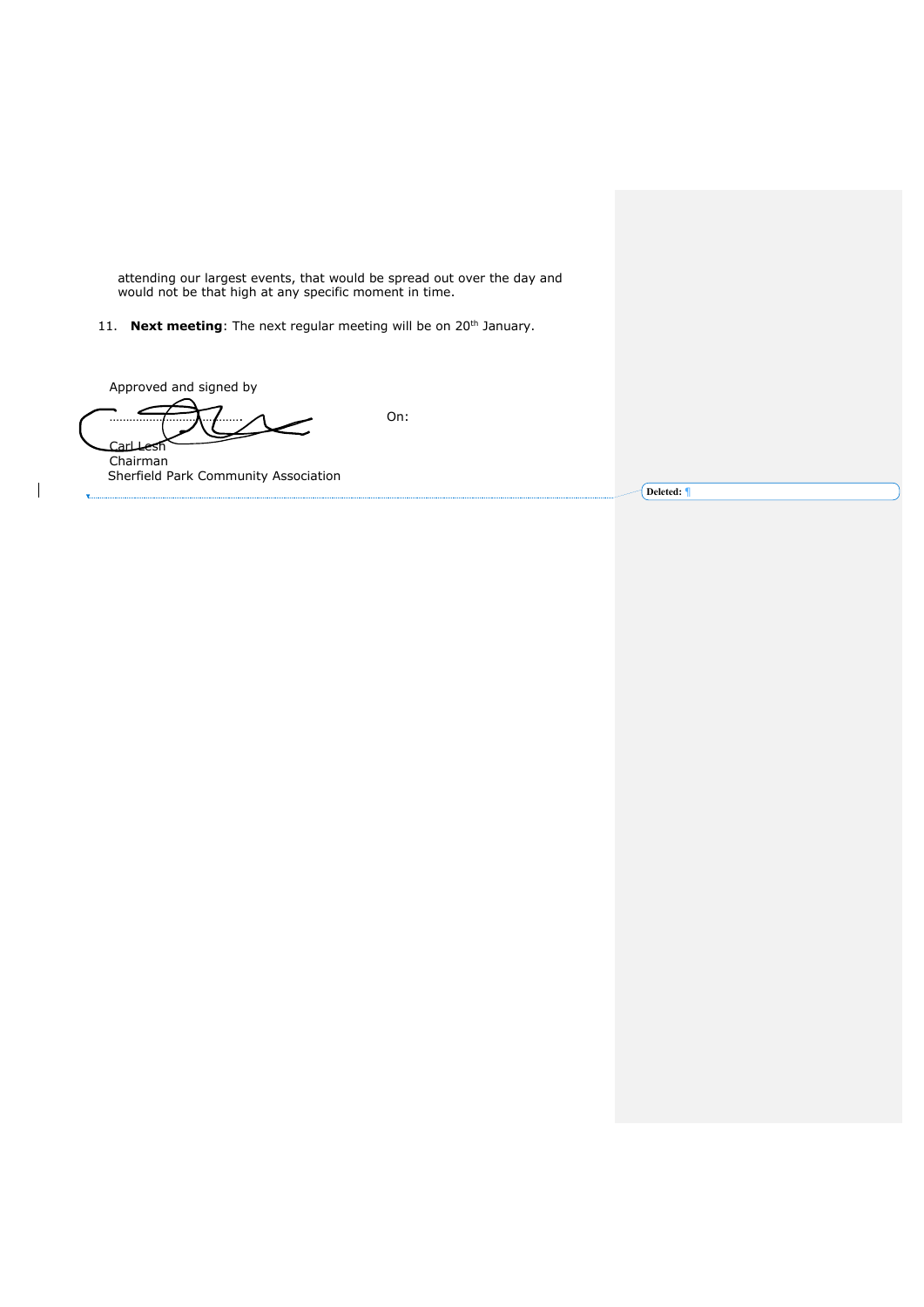attending our largest events, that would be spread out over the day and would not be that high at any specific moment in time.

11. **Next meeting**: The next regular meeting will be on 20th January.

Approved and signed by

………………………………………. On:

Carl Lesh
Chairman
Sherfield Park Community Association

**Deleted:** ¶